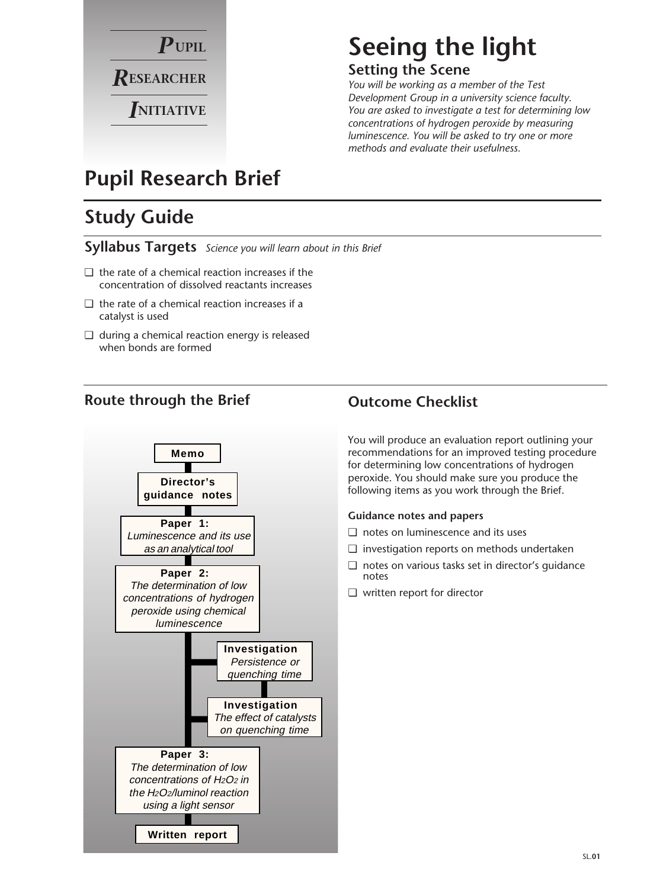**PUPIL RESEARCHER INITIATIVE**

# Seeing the light

## Setting the Scene

*You will be working as a member of the Test Development Group in a university science faculty. You are asked to investigate a test for determining low concentrations of hydrogen peroxide by measuring luminescence. You will be asked to try one or more methods and evaluate their usefulness.*

# Pupil Research Brief

## Study Guide

### Syllabus Targets *Science you will learn about in this Brief*

- ❑ the rate of a chemical reaction increases if the concentration of dissolved reactants increases
- ❑ the rate of a chemical reaction increases if a catalyst is used
- ❑ during a chemical reaction energy is released when bonds are formed

### Route through the Brief

**Memo**

**Director's guidance notes**

**Paper 1:** *Luminescence and its use as an analytical tool*

**Paper 2:** *The determination of low concentrations of hydrogen peroxide using chemical luminescence*

**Investigation** *Persistence or quenching time*

**Investigation** *The effect of catalysts on quenching time*

**Paper 3:** *The determination of low concentrations of $H_2O_2$ in the $H_2O_2$/luminol reaction using a light sensor*

**Written report**

### Outcome Checklist

You will produce an evaluation report outlining your recommendations for an improved testing procedure for determining low concentrations of hydrogen peroxide. You should make sure you produce the following items as you work through the Brief.

**Guidance notes and papers**

- ❑ notes on luminescence and its uses
- ❑ investigation reports on methods undertaken
- ❑ notes on various tasks set in director's guidance notes
- ❑ written report for director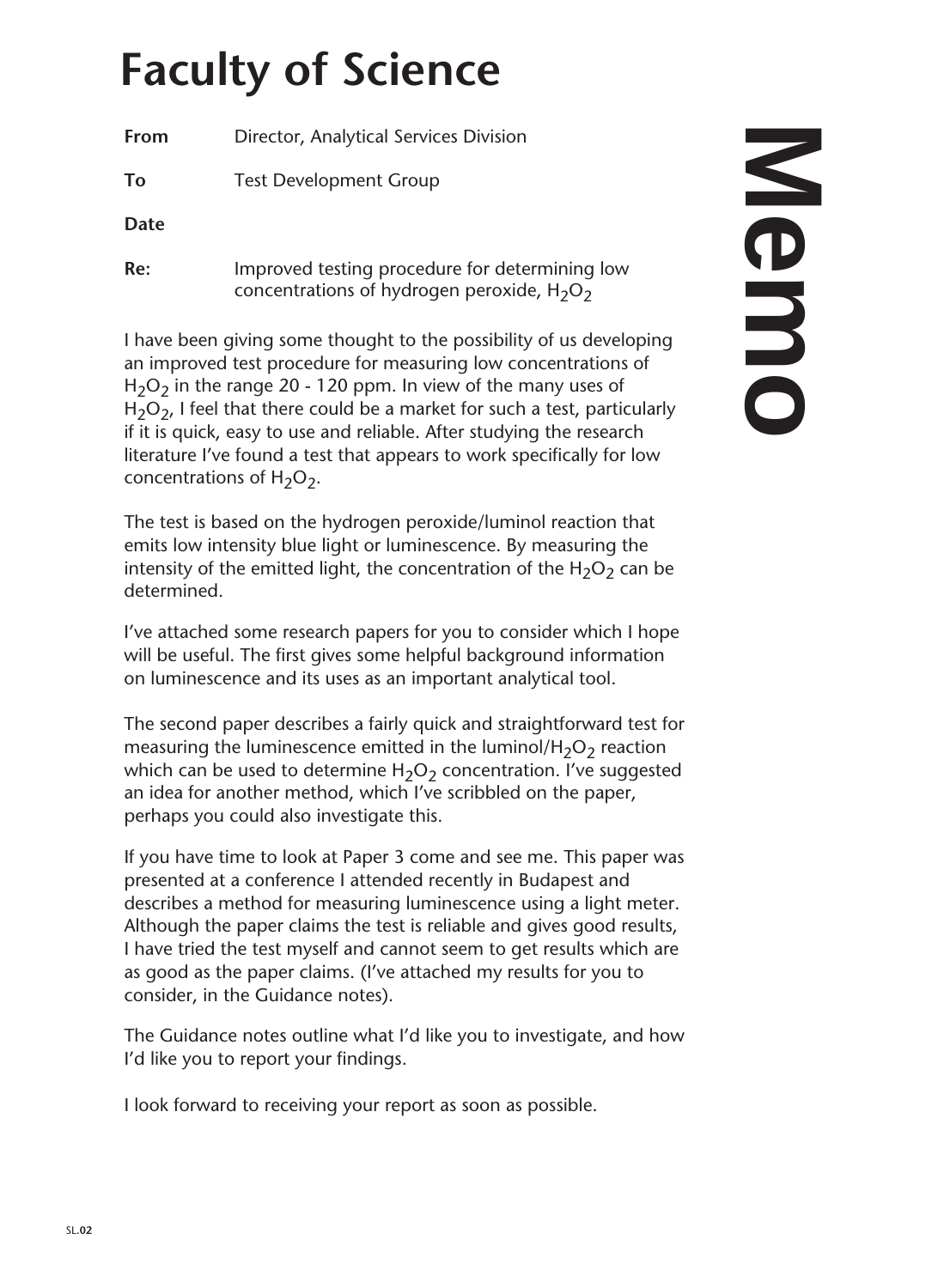# Faculty of Science

# Memo

**From** Director, Analytical Services Division

**To** Test Development Group

**Date**

**Re:** Improved testing procedure for determining low concentrations of hydrogen peroxide, $H_2O_2$

I have been giving some thought to the possibility of us developing an improved test procedure for measuring low concentrations of $H_2O_2$ in the range 20 - 120 ppm. In view of the many uses of $H_2O_2$, I feel that there could be a market for such a test, particularly if it is quick, easy to use and reliable. After studying the research literature I've found a test that appears to work specifically for low concentrations of $H_2O_2$.

The test is based on the hydrogen peroxide/luminol reaction that emits low intensity blue light or luminescence. By measuring the intensity of the emitted light, the concentration of the $H_2O_2$ can be determined.

I've attached some research papers for you to consider which I hope will be useful. The first gives some helpful background information on luminescence and its uses as an important analytical tool.

The second paper describes a fairly quick and straightforward test for measuring the luminescence emitted in the luminol/$H_2O_2$ reaction which can be used to determine $H_2O_2$ concentration. I've suggested an idea for another method, which I've scribbled on the paper, perhaps you could also investigate this.

If you have time to look at Paper 3 come and see me. This paper was presented at a conference I attended recently in Budapest and describes a method for measuring luminescence using a light meter. Although the paper claims the test is reliable and gives good results, I have tried the test myself and cannot seem to get results which are as good as the paper claims. (I've attached my results for you to consider, in the Guidance notes).

The Guidance notes outline what I'd like you to investigate, and how I'd like you to report your findings.

I look forward to receiving your report as soon as possible.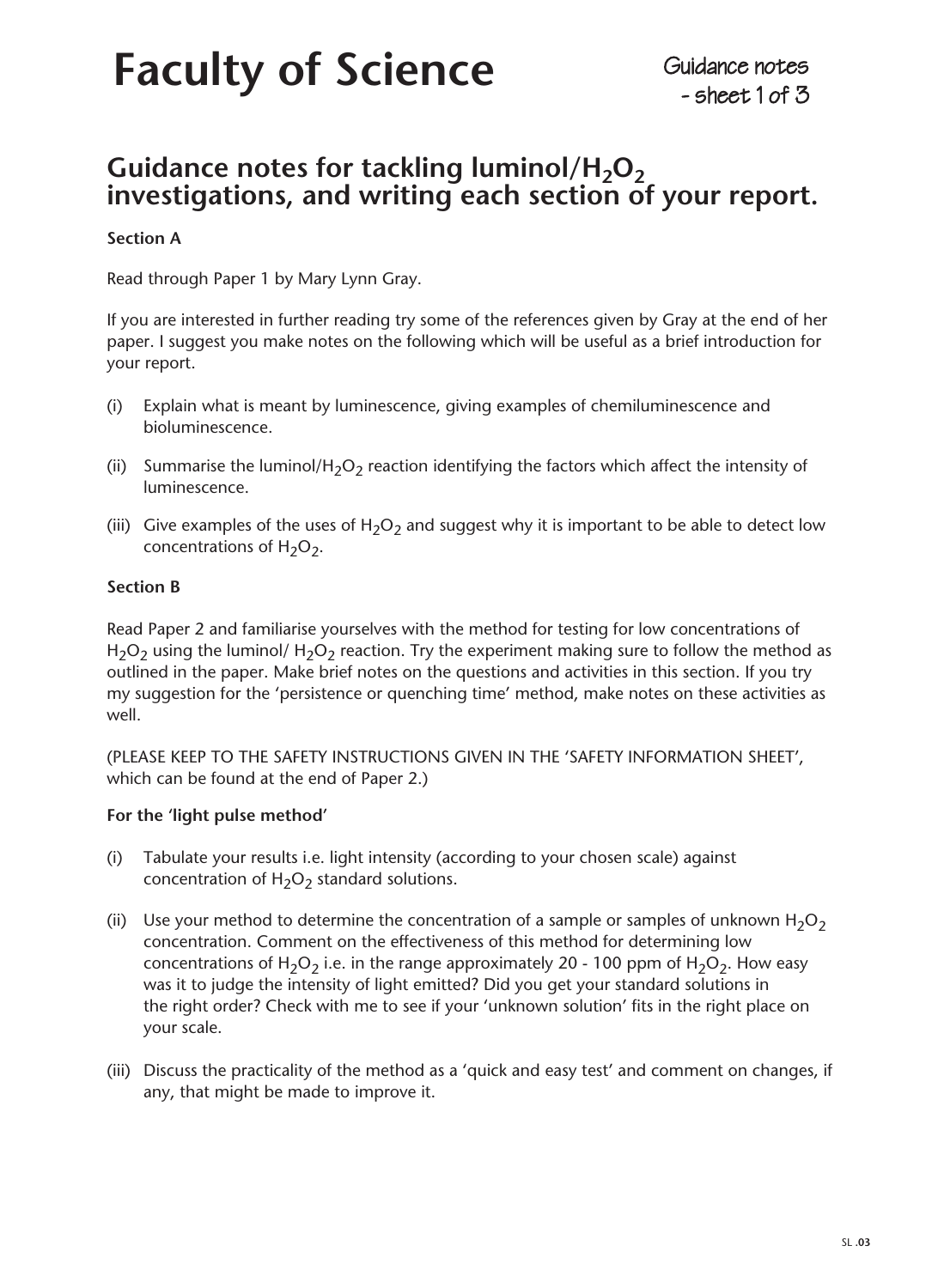# Faculty of Science

Guidance notes - sheet 1 of 3

## Guidance notes for tackling luminol/$H_2O_2$ investigations, and writing each section of your report.

**Section A**

Read through Paper 1 by Mary Lynn Gray.

If you are interested in further reading try some of the references given by Gray at the end of her paper. I suggest you make notes on the following which will be useful as a brief introduction for your report.

(i) Explain what is meant by luminescence, giving examples of chemiluminescence and bioluminescence.

(ii) Summarise the luminol/$H_2O_2$ reaction identifying the factors which affect the intensity of luminescence.

(iii) Give examples of the uses of $H_2O_2$ and suggest why it is important to be able to detect low concentrations of $H_2O_2$.

**Section B**

Read Paper 2 and familiarise yourselves with the method for testing for low concentrations of $H_2O_2$ using the luminol/ $H_2O_2$ reaction. Try the experiment making sure to follow the method as outlined in the paper. Make brief notes on the questions and activities in this section. If you try my suggestion for the 'persistence or quenching time' method, make notes on these activities as well.

(PLEASE KEEP TO THE SAFETY INSTRUCTIONS GIVEN IN THE 'SAFETY INFORMATION SHEET', which can be found at the end of Paper 2.)

**For the 'light pulse method'**

(i) Tabulate your results i.e. light intensity (according to your chosen scale) against concentration of $H_2O_2$ standard solutions.

(ii) Use your method to determine the concentration of a sample or samples of unknown $H_2O_2$ concentration. Comment on the effectiveness of this method for determining low concentrations of $H_2O_2$ i.e. in the range approximately 20 - 100 ppm of $H_2O_2$. How easy was it to judge the intensity of light emitted? Did you get your standard solutions in the right order? Check with me to see if your 'unknown solution' fits in the right place on your scale.

(iii) Discuss the practicality of the method as a 'quick and easy test' and comment on changes, if any, that might be made to improve it.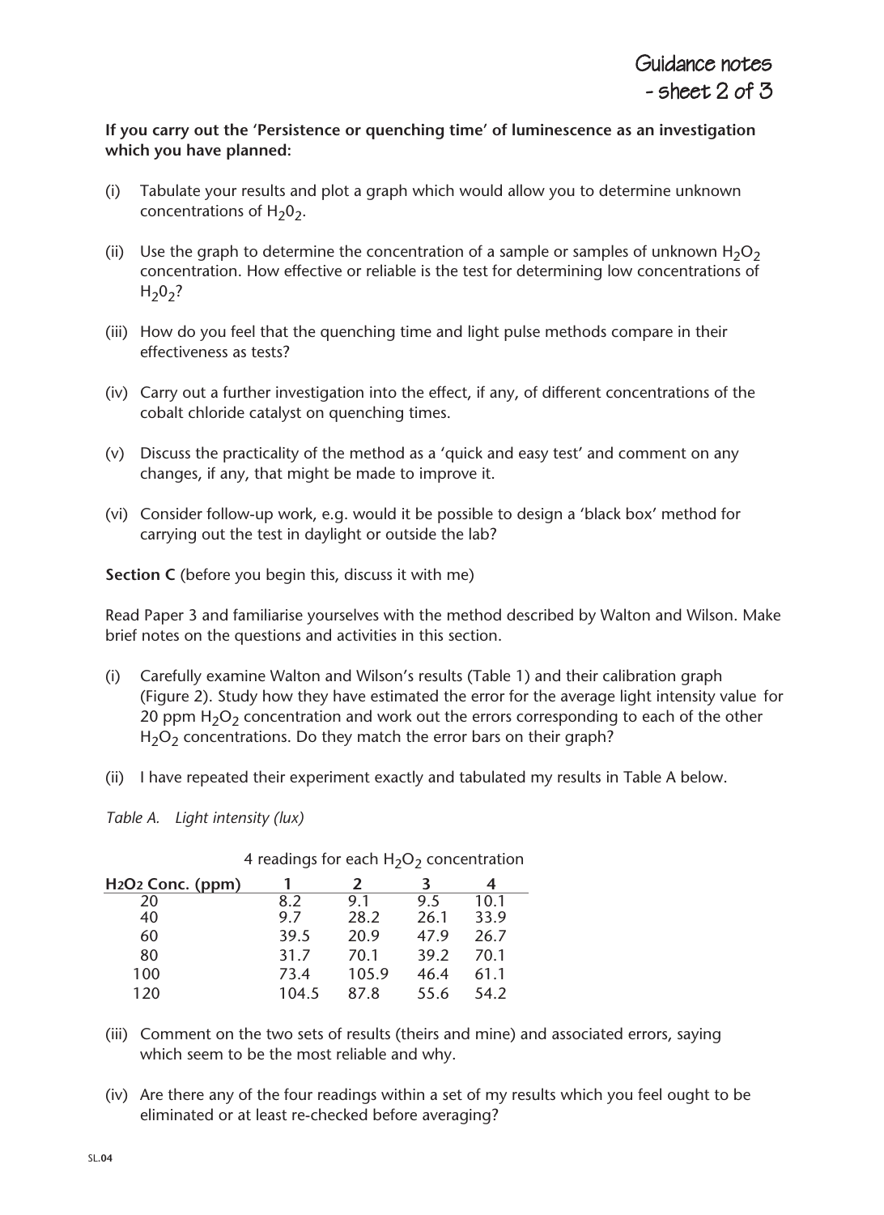**If you carry out the 'Persistence or quenching time' of luminescence as an investigation which you have planned:**

(i) Tabulate your results and plot a graph which would allow you to determine unknown concentrations of $H_2O_2$.

(ii) Use the graph to determine the concentration of a sample or samples of unknown $H_2O_2$ concentration. How effective or reliable is the test for determining low concentrations of $H_2O_2$?

(iii) How do you feel that the quenching time and light pulse methods compare in their effectiveness as tests?

(iv) Carry out a further investigation into the effect, if any, of different concentrations of the cobalt chloride catalyst on quenching times.

(v) Discuss the practicality of the method as a 'quick and easy test' and comment on any changes, if any, that might be made to improve it.

(vi) Consider follow-up work, e.g. would it be possible to design a 'black box' method for carrying out the test in daylight or outside the lab?

**Section C** (before you begin this, discuss it with me)

Read Paper 3 and familiarise yourselves with the method described by Walton and Wilson. Make brief notes on the questions and activities in this section.

(i) Carefully examine Walton and Wilson's results (Table 1) and their calibration graph (Figure 2). Study how they have estimated the error for the average light intensity value for 20 ppm $H_2O_2$ concentration and work out the errors corresponding to each of the other $H_2O_2$ concentrations. Do they match the error bars on their graph?

(ii) I have repeated their experiment exactly and tabulated my results in Table A below.

*Table A. Light intensity (lux)*

| | 4 readings for each $H_2O_2$ concentration | | | |
|---|---|---|---|---|
| **$H_2O_2$ Conc. (ppm)** | **1** | **2** | **3** | **4** |
| 20 | 8.2 | 9.1 | 9.5 | 10.1 |
| 40 | 9.7 | 28.2 | 26.1 | 33.9 |
| 60 | 39.5 | 20.9 | 47.9 | 26.7 |
| 80 | 31.7 | 70.1 | 39.2 | 70.1 |
| 100 | 73.4 | 105.9 | 46.4 | 61.1 |
| 120 | 104.5 | 87.8 | 55.6 | 54.2 |

(iii) Comment on the two sets of results (theirs and mine) and associated errors, saying which seem to be the most reliable and why.

(iv) Are there any of the four readings within a set of my results which you feel ought to be eliminated or at least re-checked before averaging?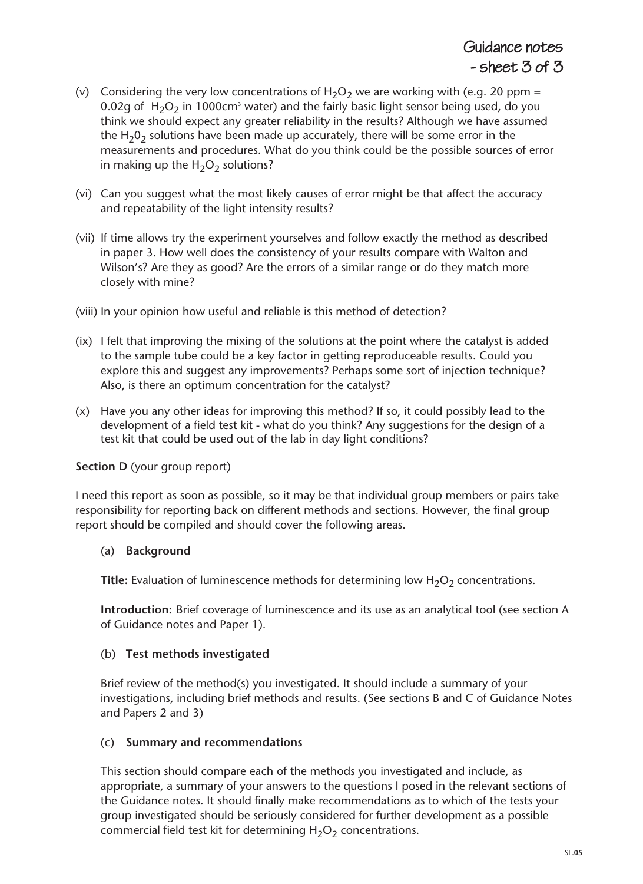(v) Considering the very low concentrations of $H_2O_2$ we are working with (e.g. 20 ppm = 0.02g of $H_2O_2$ in 1000cm$^3$ water) and the fairly basic light sensor being used, do you think we should expect any greater reliability in the results? Although we have assumed the $H_2O_2$ solutions have been made up accurately, there will be some error in the measurements and procedures. What do you think could be the possible sources of error in making up the $H_2O_2$ solutions?

(vi) Can you suggest what the most likely causes of error might be that affect the accuracy and repeatability of the light intensity results?

(vii) If time allows try the experiment yourselves and follow exactly the method as described in paper 3. How well does the consistency of your results compare with Walton and Wilson's? Are they as good? Are the errors of a similar range or do they match more closely with mine?

(viii) In your opinion how useful and reliable is this method of detection?

(ix) I felt that improving the mixing of the solutions at the point where the catalyst is added to the sample tube could be a key factor in getting reproduceable results. Could you explore this and suggest any improvements? Perhaps some sort of injection technique? Also, is there an optimum concentration for the catalyst?

(x) Have you any other ideas for improving this method? If so, it could possibly lead to the development of a field test kit - what do you think? Any suggestions for the design of a test kit that could be used out of the lab in day light conditions?

**Section D** (your group report)

I need this report as soon as possible, so it may be that individual group members or pairs take responsibility for reporting back on different methods and sections. However, the final group report should be compiled and should cover the following areas.

(a) **Background**

**Title:** Evaluation of luminescence methods for determining low $H_2O_2$ concentrations.

**Introduction:** Brief coverage of luminescence and its use as an analytical tool (see section A of Guidance notes and Paper 1).

(b) **Test methods investigated**

Brief review of the method(s) you investigated. It should include a summary of your investigations, including brief methods and results. (See sections B and C of Guidance Notes and Papers 2 and 3)

(c) **Summary and recommendations**

This section should compare each of the methods you investigated and include, as appropriate, a summary of your answers to the questions I posed in the relevant sections of the Guidance notes. It should finally make recommendations as to which of the tests your group investigated should be seriously considered for further development as a possible commercial field test kit for determining $H_2O_2$ concentrations.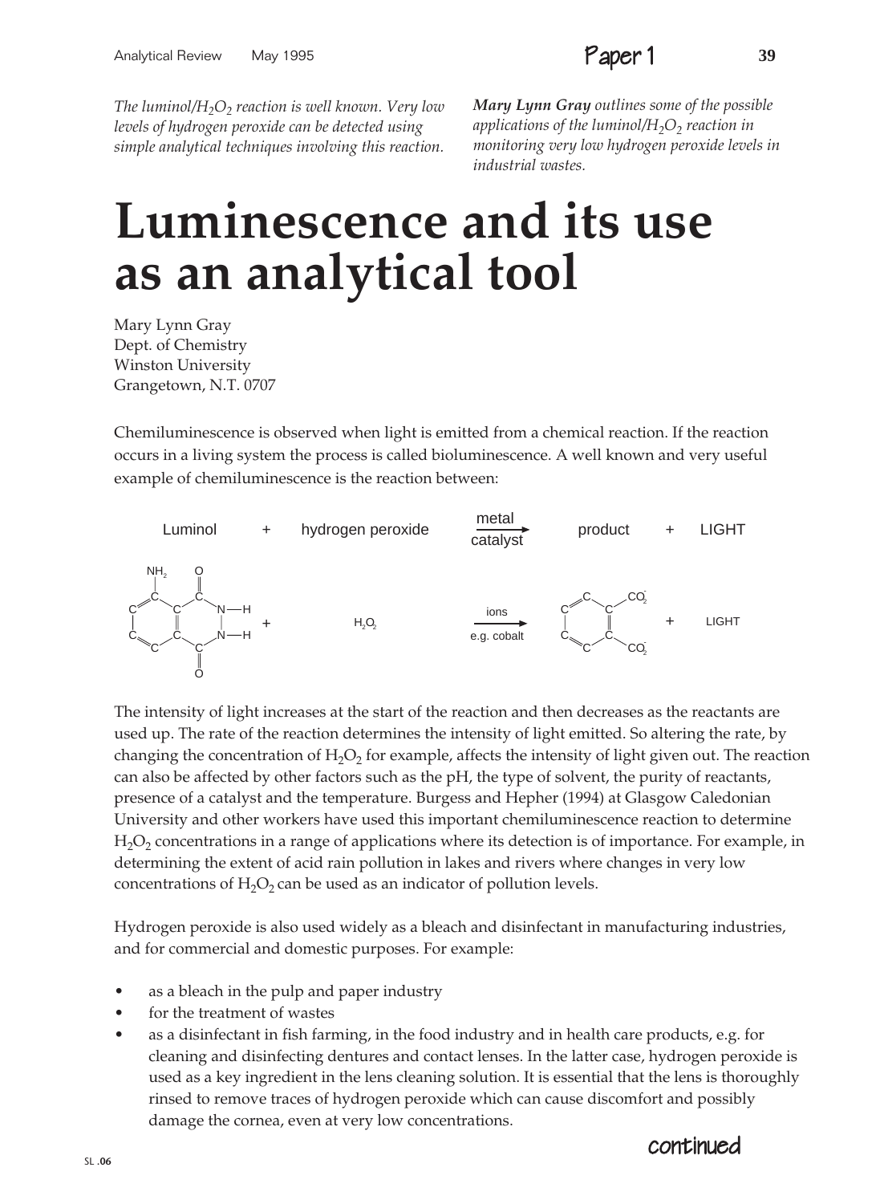*The luminol/$H_2O_2$ reaction is well known. Very low levels of hydrogen peroxide can be detected using simple analytical techniques involving this reaction.*

***Mary Lynn Gray** outlines some of the possible applications of the luminol/$H_2O_2$ reaction in monitoring very low hydrogen peroxide levels in industrial wastes.*

# Luminescence and its use as an analytical tool

Mary Lynn Gray
Dept. of Chemistry
Winston University
Grangetown, N.T. 0707

Chemiluminescence is observed when light is emitted from a chemical reaction. If the reaction occurs in a living system the process is called bioluminescence. A well known and very useful example of chemiluminescence is the reaction between:

$$\text{Luminol} + \text{hydrogen peroxide} \xrightarrow[\text{catalyst}]{\text{metal}} \text{product} + \text{LIGHT}$$

$$\text{luminol} + H_2O_2 \xrightarrow[\text{e.g. cobalt}]{\text{ions}} \text{phthalate } (C_6H_4(CO_2^-)_2) + \text{LIGHT}$$

The intensity of light increases at the start of the reaction and then decreases as the reactants are used up. The rate of the reaction determines the intensity of light emitted. So altering the rate, by changing the concentration of $H_2O_2$ for example, affects the intensity of light given out. The reaction can also be affected by other factors such as the pH, the type of solvent, the purity of reactants, presence of a catalyst and the temperature. Burgess and Hepher (1994) at Glasgow Caledonian University and other workers have used this important chemiluminescence reaction to determine $H_2O_2$ concentrations in a range of applications where its detection is of importance. For example, in determining the extent of acid rain pollution in lakes and rivers where changes in very low concentrations of $H_2O_2$ can be used as an indicator of pollution levels.

Hydrogen peroxide is also used widely as a bleach and disinfectant in manufacturing industries, and for commercial and domestic purposes. For example:

- as a bleach in the pulp and paper industry
- for the treatment of wastes
- as a disinfectant in fish farming, in the food industry and in health care products, e.g. for cleaning and disinfecting dentures and contact lenses. In the latter case, hydrogen peroxide is used as a key ingredient in the lens cleaning solution. It is essential that the lens is thoroughly rinsed to remove traces of hydrogen peroxide which can cause discomfort and possibly damage the cornea, even at very low concentrations.

continued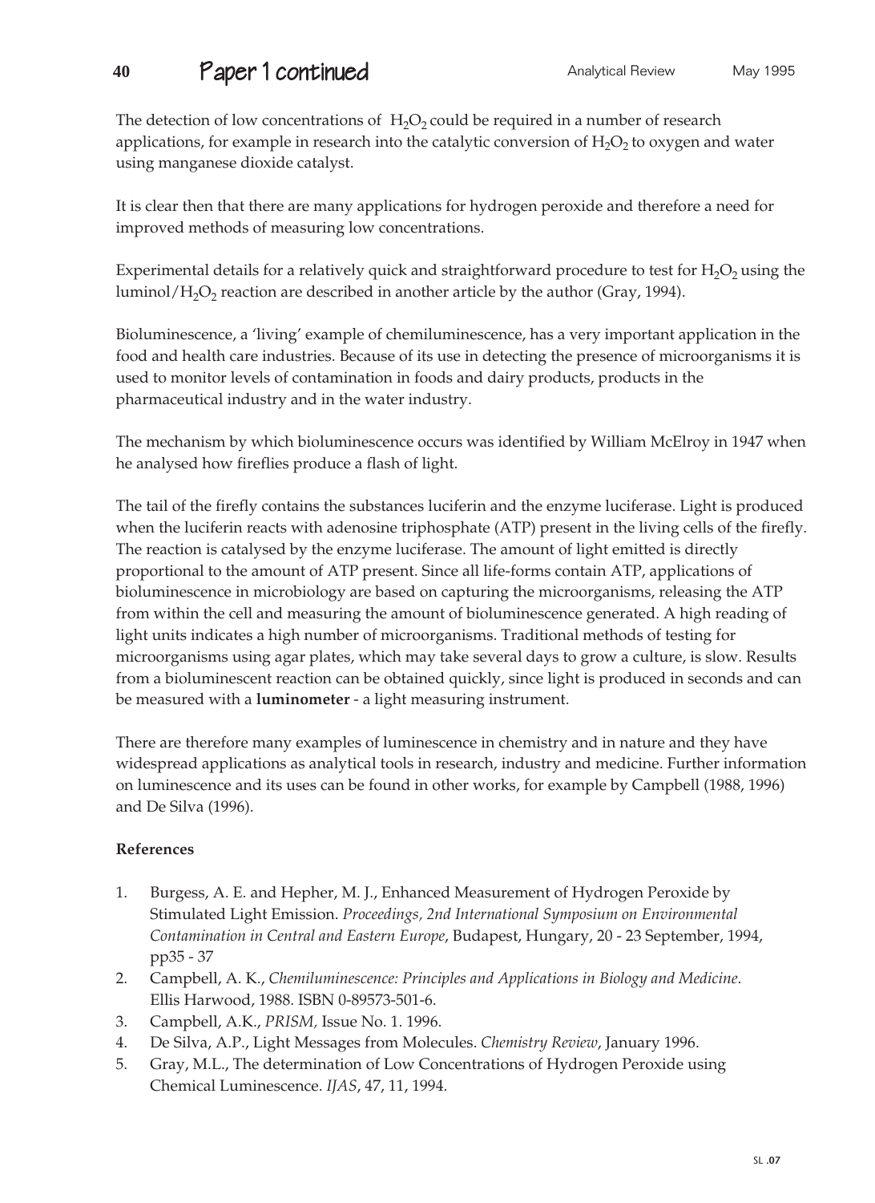The detection of low concentrations of $H_2O_2$ could be required in a number of research applications, for example in research into the catalytic conversion of $H_2O_2$ to oxygen and water using manganese dioxide catalyst.

It is clear then that there are many applications for hydrogen peroxide and therefore a need for improved methods of measuring low concentrations.

Experimental details for a relatively quick and straightforward procedure to test for $H_2O_2$ using the luminol/$H_2O_2$ reaction are described in another article by the author (Gray, 1994).

Bioluminescence, a 'living' example of chemiluminescence, has a very important application in the food and health care industries. Because of its use in detecting the presence of microorganisms it is used to monitor levels of contamination in foods and dairy products, products in the pharmaceutical industry and in the water industry.

The mechanism by which bioluminescence occurs was identified by William McElroy in 1947 when he analysed how fireflies produce a flash of light.

The tail of the firefly contains the substances luciferin and the enzyme luciferase. Light is produced when the luciferin reacts with adenosine triphosphate (ATP) present in the living cells of the firefly. The reaction is catalysed by the enzyme luciferase. The amount of light emitted is directly proportional to the amount of ATP present. Since all life-forms contain ATP, applications of bioluminescence in microbiology are based on capturing the microorganisms, releasing the ATP from within the cell and measuring the amount of bioluminescence generated. A high reading of light units indicates a high number of microorganisms. Traditional methods of testing for microorganisms using agar plates, which may take several days to grow a culture, is slow. Results from a bioluminescent reaction can be obtained quickly, since light is produced in seconds and can be measured with a **luminometer** - a light measuring instrument.

There are therefore many examples of luminescence in chemistry and in nature and they have widespread applications as analytical tools in research, industry and medicine. Further information on luminescence and its uses can be found in other works, for example by Campbell (1988, 1996) and De Silva (1996).

**References**

1. Burgess, A. E. and Hepher, M. J., Enhanced Measurement of Hydrogen Peroxide by Stimulated Light Emission. *Proceedings, 2nd International Symposium on Environmental Contamination in Central and Eastern Europe*, Budapest, Hungary, 20 - 23 September, 1994, pp35 - 37
2. Campbell, A. K., *Chemiluminescence: Principles and Applications in Biology and Medicine.* Ellis Harwood, 1988. ISBN 0-89573-501-6.
3. Campbell, A.K., *PRISM,* Issue No. 1. 1996.
4. De Silva, A.P., Light Messages from Molecules. *Chemistry Review*, January 1996.
5. Gray, M.L., The determination of Low Concentrations of Hydrogen Peroxide using Chemical Luminescence. *IJAS*, 47, 11, 1994.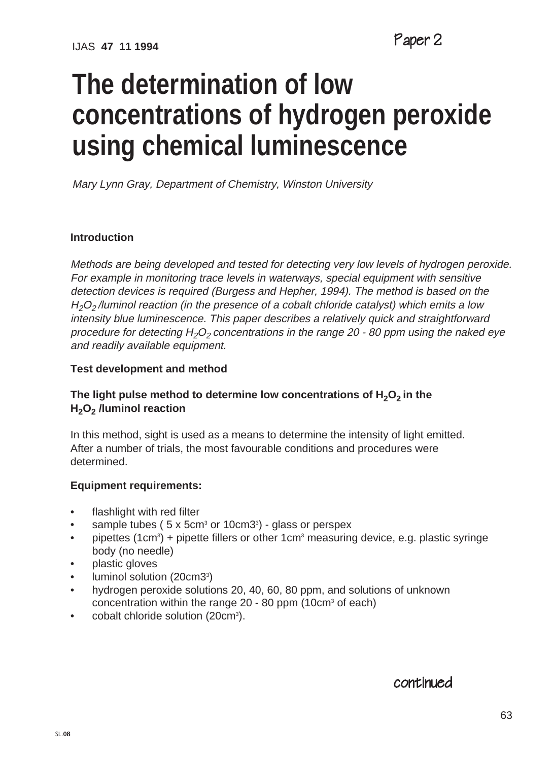Paper 2

# The determination of low concentrations of hydrogen peroxide using chemical luminescence

*Mary Lynn Gray, Department of Chemistry, Winston University*

### Introduction

*Methods are being developed and tested for detecting very low levels of hydrogen peroxide. For example in monitoring trace levels in waterways, special equipment with sensitive detection devices is required (Burgess and Hepher, 1994). The method is based on the $H_2O_2$ /luminol reaction (in the presence of a cobalt chloride catalyst) which emits a low intensity blue luminescence. This paper describes a relatively quick and straightforward procedure for detecting $H_2O_2$ concentrations in the range 20 - 80 ppm using the naked eye and readily available equipment.*

### Test development and method

### The light pulse method to determine low concentrations of $H_2O_2$ in the $H_2O_2$ /luminol reaction

In this method, sight is used as a means to determine the intensity of light emitted. After a number of trials, the most favourable conditions and procedures were determined.

**Equipment requirements:**

- flashlight with red filter
- sample tubes ( 5 x 5$cm^3$ or 10$cm^3$) - glass or perspex
- pipettes (1$cm^3$) + pipette fillers or other 1$cm^3$ measuring device, e.g. plastic syringe body (no needle)
- plastic gloves
- luminol solution (20$cm^3$)
- hydrogen peroxide solutions 20, 40, 60, 80 ppm, and solutions of unknown concentration within the range 20 - 80 ppm (10$cm^3$ of each)
- cobalt chloride solution (20$cm^3$).

continued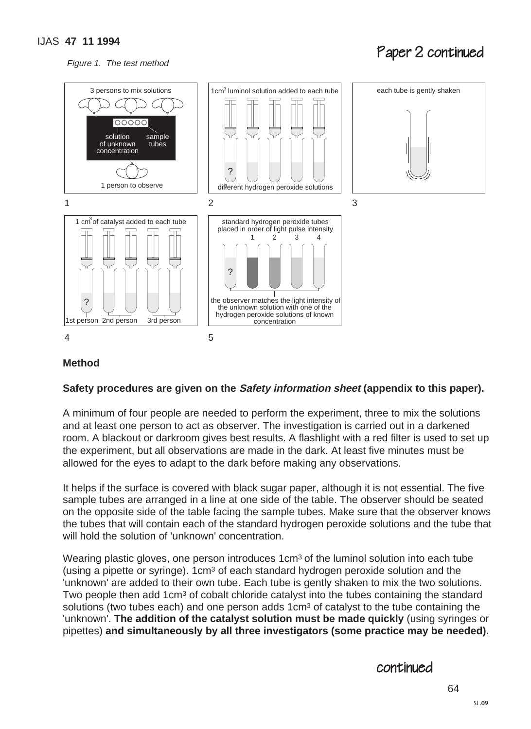*Figure 1. The test method*

1 — 3 persons to mix solutions; solution of unknown concentration; sample tubes; 1 person to observe

2 — $1 cm^3$ luminol solution added to each tube; ?; different hydrogen peroxide solutions

3 — each tube is gently shaken

4 — $1 cm^3$ of catalyst added to each tube; ?; 1st person 2nd person 3rd person

5 — standard hydrogen peroxide tubes placed in order of light pulse intensity 1 2 3 4; ?; the observer matches the light intensity of the unknown solution with one of the hydrogen peroxide solutions of known concentration

## Method

**Safety procedures are given on the *Safety information sheet* (appendix to this paper).**

A minimum of four people are needed to perform the experiment, three to mix the solutions and at least one person to act as observer. The investigation is carried out in a darkened room. A blackout or darkroom gives best results. A flashlight with a red filter is used to set up the experiment, but all observations are made in the dark. At least five minutes must be allowed for the eyes to adapt to the dark before making any observations.

It helps if the surface is covered with black sugar paper, although it is not essential. The five sample tubes are arranged in a line at one side of the table. The observer should be seated on the opposite side of the table facing the sample tubes. Make sure that the observer knows the tubes that will contain each of the standard hydrogen peroxide solutions and the tube that will hold the solution of 'unknown' concentration.

Wearing plastic gloves, one person introduces $1 cm^3$ of the luminol solution into each tube (using a pipette or syringe). $1 cm^3$ of each standard hydrogen peroxide solution and the 'unknown' are added to their own tube. Each tube is gently shaken to mix the two solutions. Two people then add $1 cm^3$ of cobalt chloride catalyst into the tubes containing the standard solutions (two tubes each) and one person adds $1 cm^3$ of catalyst to the tube containing the 'unknown'. **The addition of the catalyst solution must be made quickly** (using syringes or pipettes) **and simultaneously by all three investigators (some practice may be needed).**

continued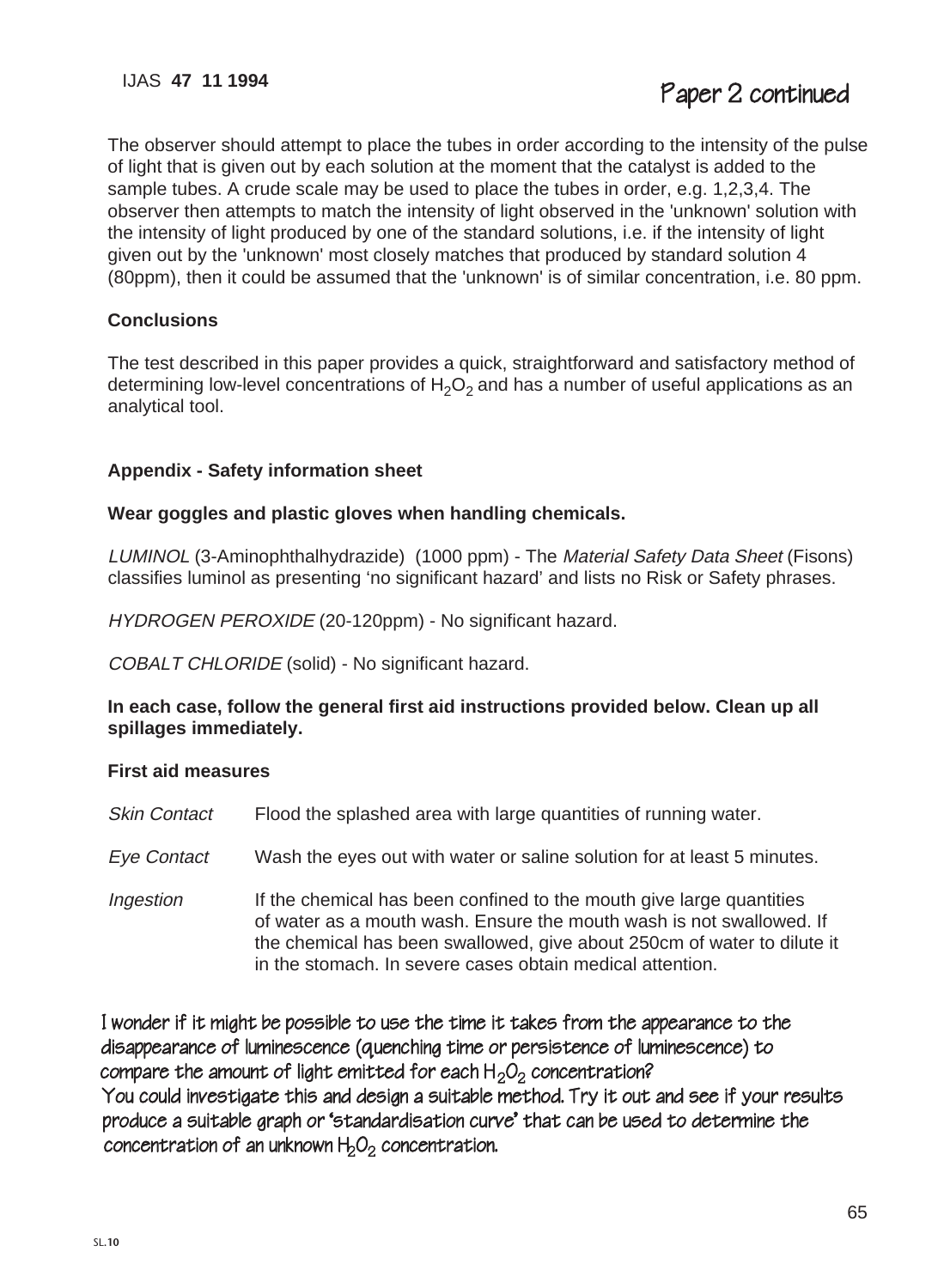## Paper 2 continued

The observer should attempt to place the tubes in order according to the intensity of the pulse of light that is given out by each solution at the moment that the catalyst is added to the sample tubes. A crude scale may be used to place the tubes in order, e.g. 1,2,3,4. The observer then attempts to match the intensity of light observed in the 'unknown' solution with the intensity of light produced by one of the standard solutions, i.e. if the intensity of light given out by the 'unknown' most closely matches that produced by standard solution 4 (80ppm), then it could be assumed that the 'unknown' is of similar concentration, i.e. 80 ppm.

### Conclusions

The test described in this paper provides a quick, straightforward and satisfactory method of determining low-level concentrations of $H_2O_2$ and has a number of useful applications as an analytical tool.

### Appendix - Safety information sheet

**Wear goggles and plastic gloves when handling chemicals.**

*LUMINOL* (3-Aminophthalhydrazide) (1000 ppm) - The *Material Safety Data Sheet* (Fisons) classifies luminol as presenting 'no significant hazard' and lists no Risk or Safety phrases.

*HYDROGEN PEROXIDE* (20-120ppm) - No significant hazard.

*COBALT CHLORIDE* (solid) - No significant hazard.

**In each case, follow the general first aid instructions provided below. Clean up all spillages immediately.**

### First aid measures

*Skin Contact* Flood the splashed area with large quantities of running water.

*Eye Contact* Wash the eyes out with water or saline solution for at least 5 minutes.

*Ingestion* If the chemical has been confined to the mouth give large quantities of water as a mouth wash. Ensure the mouth wash is not swallowed. If the chemical has been swallowed, give about 250cm of water to dilute it in the stomach. In severe cases obtain medical attention.

I wonder if it might be possible to use the time it takes from the appearance to the disappearance of luminescence (quenching time or persistence of luminescence) to compare the amount of light emitted for each $H_2O_2$ concentration?
You could investigate this and design a suitable method. Try it out and see if your results produce a suitable graph or 'standardisation curve' that can be used to determine the concentration of an unknown $H_2O_2$ concentration.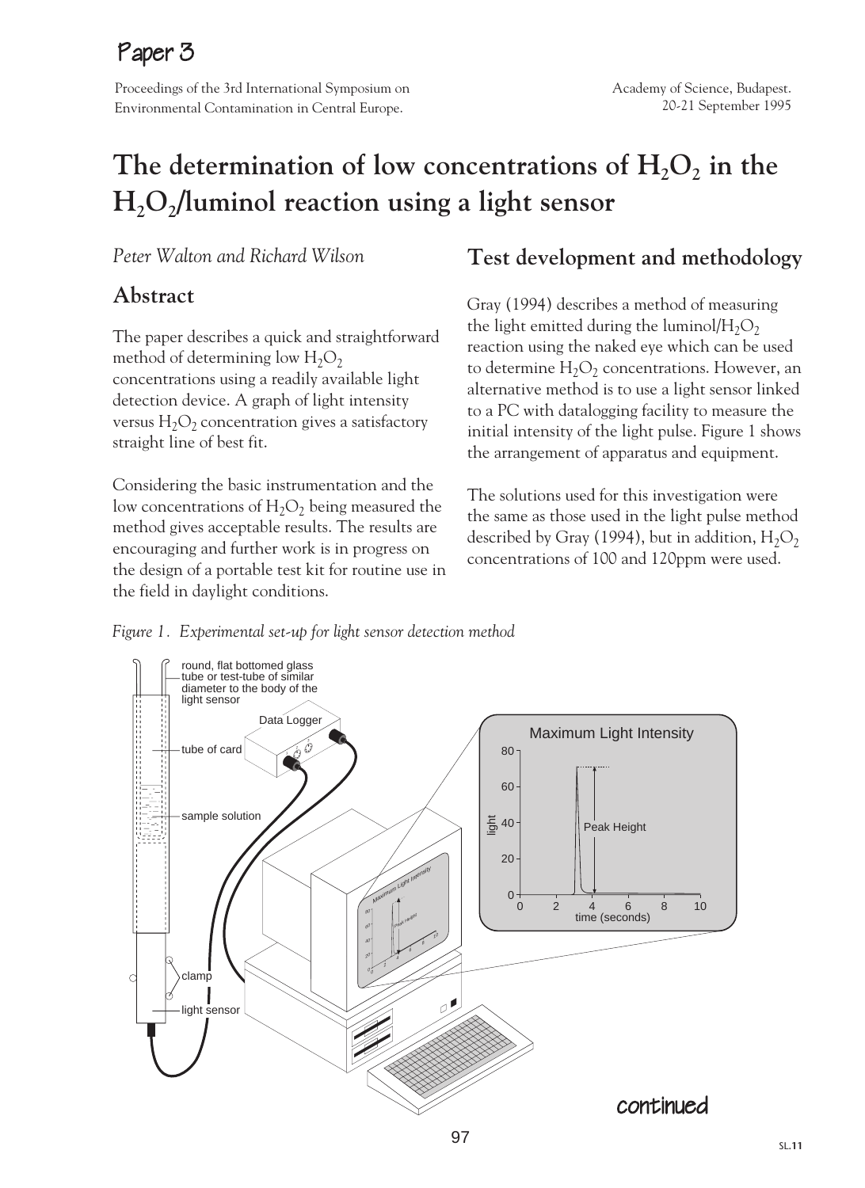# Paper 3

Proceedings of the 3rd International Symposium on Environmental Contamination in Central Europe.

Academy of Science, Budapest. 20-21 September 1995

# The determination of low concentrations of $H_2O_2$ in the $H_2O_2$/luminol reaction using a light sensor

*Peter Walton and Richard Wilson*

## Abstract

The paper describes a quick and straightforward method of determining low $H_2O_2$ concentrations using a readily available light detection device. A graph of light intensity versus $H_2O_2$ concentration gives a satisfactory straight line of best fit.

Considering the basic instrumentation and the low concentrations of $H_2O_2$ being measured the method gives acceptable results. The results are encouraging and further work is in progress on the design of a portable test kit for routine use in the field in daylight conditions.

## Test development and methodology

Gray (1994) describes a method of measuring the light emitted during the luminol/$H_2O_2$ reaction using the naked eye which can be used to determine $H_2O_2$ concentrations. However, an alternative method is to use a light sensor linked to a PC with datalogging facility to measure the initial intensity of the light pulse. Figure 1 shows the arrangement of apparatus and equipment.

The solutions used for this investigation were the same as those used in the light pulse method described by Gray (1994), but in addition, $H_2O_2$ concentrations of 100 and 120ppm were used.

*Figure 1. Experimental set-up for light sensor detection method*

continued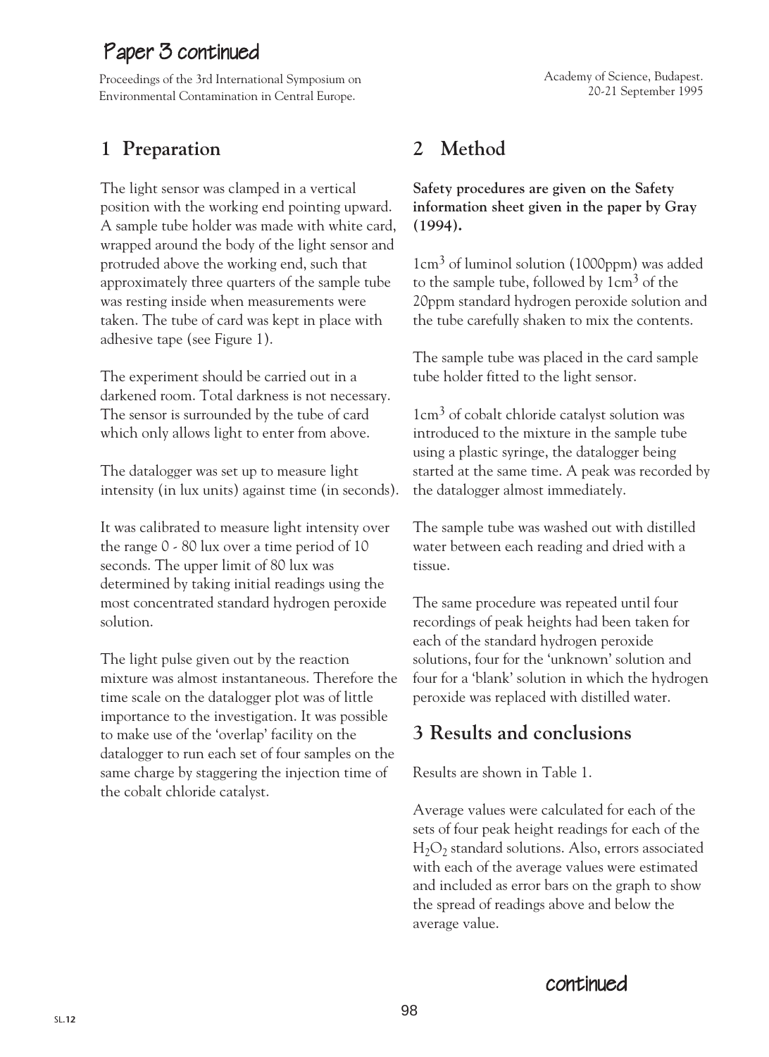# Paper 3 continued

Proceedings of the 3rd International Symposium on Environmental Contamination in Central Europe.

Academy of Science, Budapest. 20-21 September 1995

## 1 Preparation

The light sensor was clamped in a vertical position with the working end pointing upward. A sample tube holder was made with white card, wrapped around the body of the light sensor and protruded above the working end, such that approximately three quarters of the sample tube was resting inside when measurements were taken. The tube of card was kept in place with adhesive tape (see Figure 1).

The experiment should be carried out in a darkened room. Total darkness is not necessary. The sensor is surrounded by the tube of card which only allows light to enter from above.

The datalogger was set up to measure light intensity (in lux units) against time (in seconds).

It was calibrated to measure light intensity over the range 0 - 80 lux over a time period of 10 seconds. The upper limit of 80 lux was determined by taking initial readings using the most concentrated standard hydrogen peroxide solution.

The light pulse given out by the reaction mixture was almost instantaneous. Therefore the time scale on the datalogger plot was of little importance to the investigation. It was possible to make use of the 'overlap' facility on the datalogger to run each set of four samples on the same charge by staggering the injection time of the cobalt chloride catalyst.

## 2 Method

**Safety procedures are given on the Safety information sheet given in the paper by Gray (1994).**

$1cm^3$ of luminol solution (1000ppm) was added to the sample tube, followed by $1cm^3$ of the 20ppm standard hydrogen peroxide solution and the tube carefully shaken to mix the contents.

The sample tube was placed in the card sample tube holder fitted to the light sensor.

$1cm^3$ of cobalt chloride catalyst solution was introduced to the mixture in the sample tube using a plastic syringe, the datalogger being started at the same time. A peak was recorded by the datalogger almost immediately.

The sample tube was washed out with distilled water between each reading and dried with a tissue.

The same procedure was repeated until four recordings of peak heights had been taken for each of the standard hydrogen peroxide solutions, four for the 'unknown' solution and four for a 'blank' solution in which the hydrogen peroxide was replaced with distilled water.

## 3 Results and conclusions

Results are shown in Table 1.

Average values were calculated for each of the sets of four peak height readings for each of the $H_2O_2$ standard solutions. Also, errors associated with each of the average values were estimated and included as error bars on the graph to show the spread of readings above and below the average value.

continued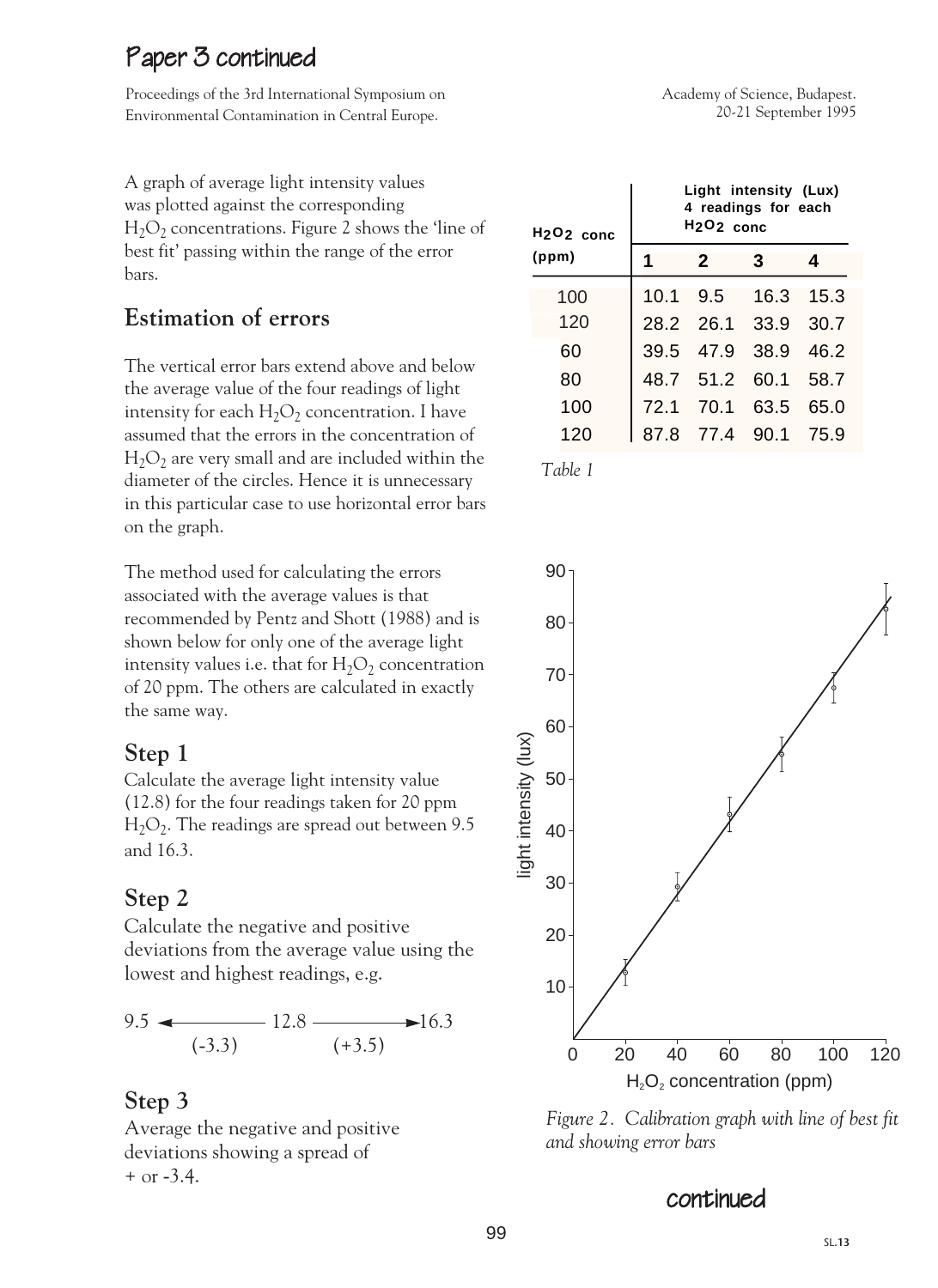# Paper 3 continued

Proceedings of the 3rd International Symposium on Environmental Contamination in Central Europe.

Academy of Science, Budapest. 20-21 September 1995

A graph of average light intensity values was plotted against the corresponding $H_2O_2$ concentrations. Figure 2 shows the 'line of best fit' passing within the range of the error bars.

## Estimation of errors

The vertical error bars extend above and below the average value of the four readings of light intensity for each $H_2O_2$ concentration. I have assumed that the errors in the concentration of $H_2O_2$ are very small and are included within the diameter of the circles. Hence it is unnecessary in this particular case to use horizontal error bars on the graph.

The method used for calculating the errors associated with the average values is that recommended by Pentz and Shott (1988) and is shown below for only one of the average light intensity values i.e. that for $H_2O_2$ concentration of 20 ppm. The others are calculated in exactly the same way.

### Step 1

Calculate the average light intensity value (12.8) for the four readings taken for 20 ppm $H_2O_2$. The readings are spread out between 9.5 and 16.3.

### Step 2

Calculate the negative and positive deviations from the average value using the lowest and highest readings, e.g.

9.5 ◄———— 12.8 ————►16.3

(-3.3) (+3.5)

### Step 3

Average the negative and positive deviations showing a spread of + or -3.4.

| $H_2O_2$ conc (ppm) | Light intensity (Lux) 4 readings for each $H_2O_2$ conc | | | |
|---|---|---|---|---|
| | 1 | 2 | 3 | 4 |
| 100 | 10.1 | 9.5 | 16.3 | 15.3 |
| 120 | 28.2 | 26.1 | 33.9 | 30.7 |
| 60 | 39.5 | 47.9 | 38.9 | 46.2 |
| 80 | 48.7 | 51.2 | 60.1 | 58.7 |
| 100 | 72.1 | 70.1 | 63.5 | 65.0 |
| 120 | 87.8 | 77.4 | 90.1 | 75.9 |

*Table 1*

*Figure 2. Calibration graph with line of best fit and showing error bars*

continued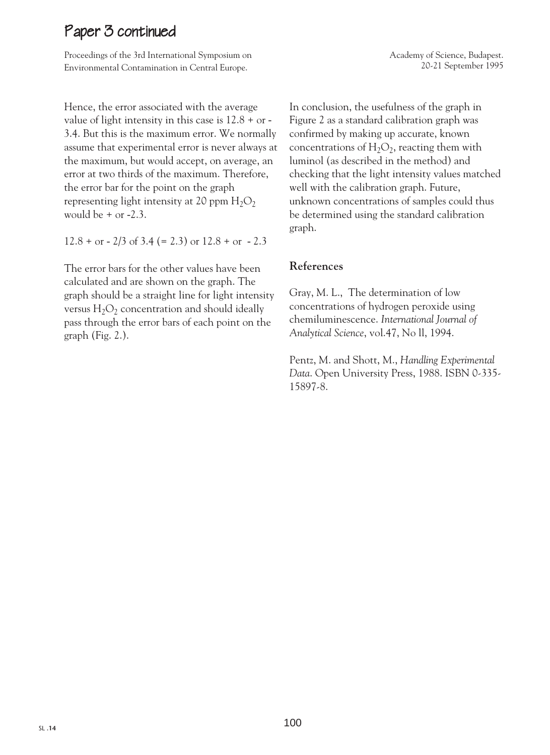# Paper 3 continued

Hence, the error associated with the average value of light intensity in this case is 12.8 + or - 3.4. But this is the maximum error. We normally assume that experimental error is never always at the maximum, but would accept, on average, an error at two thirds of the maximum. Therefore, the error bar for the point on the graph representing light intensity at 20 ppm $H_2O_2$ would be + or -2.3.

12.8 + or - 2/3 of 3.4 (= 2.3) or 12.8 + or - 2.3

The error bars for the other values have been calculated and are shown on the graph. The graph should be a straight line for light intensity versus $H_2O_2$ concentration and should ideally pass through the error bars of each point on the graph (Fig. 2.).

In conclusion, the usefulness of the graph in Figure 2 as a standard calibration graph was confirmed by making up accurate, known concentrations of $H_2O_2$, reacting them with luminol (as described in the method) and checking that the light intensity values matched well with the calibration graph. Future, unknown concentrations of samples could thus be determined using the standard calibration graph.

## References

Gray, M. L., The determination of low concentrations of hydrogen peroxide using chemiluminescence. *International Journal of Analytical Science*, vol.47, No ll, 1994.

Pentz, M. and Shott, M., *Handling Experimental Data*. Open University Press, 1988. ISBN 0-335-15897-8.